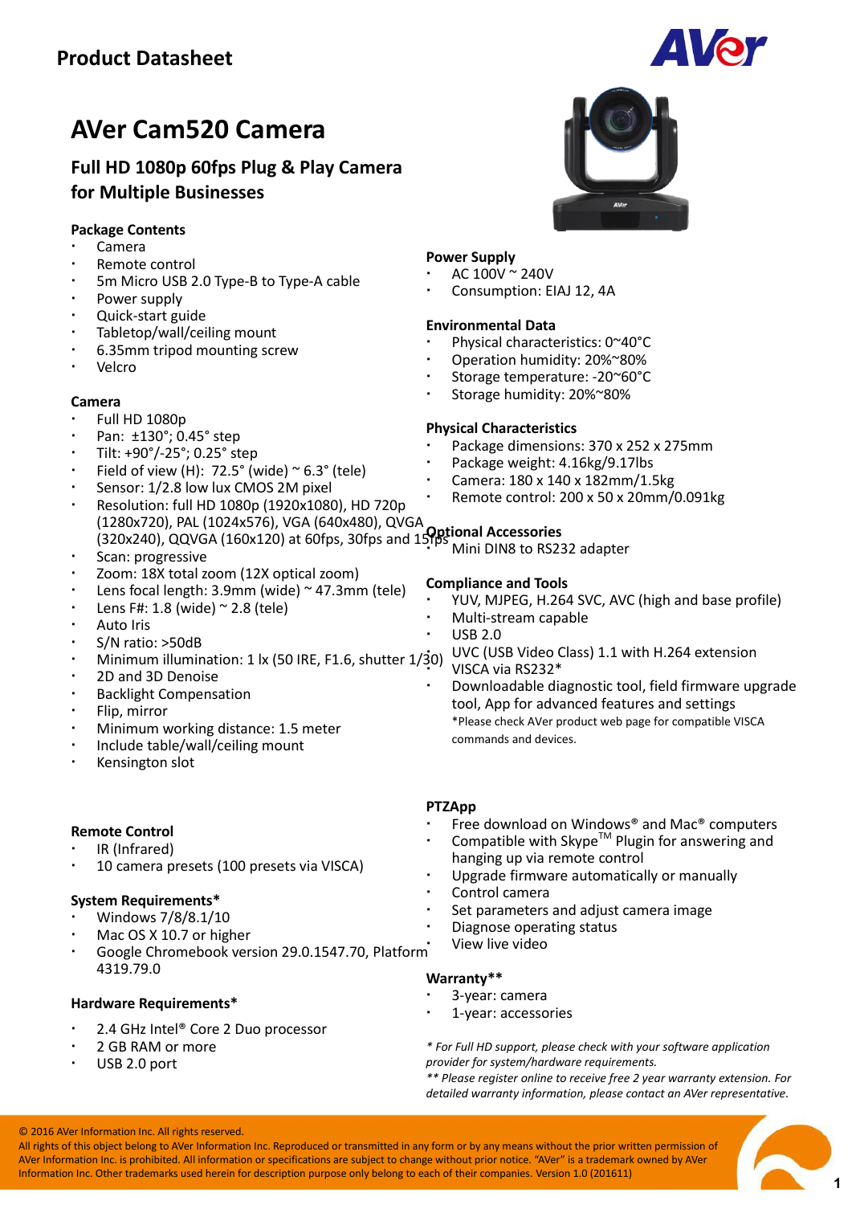# Product Datasheet

## AVer Cam520 Camera

### Full HD 1080p 60fps Plug & Play Camera for Multiple Businesses

**Package Contents**

- Camera
- Remote control
- 5m Micro USB 2.0 Type-B to Type-A cable
- Power supply
- Quick-start guide
- Tabletop/wall/ceiling mount
- 6.35mm tripod mounting screw
- Velcro

**Camera**

- Full HD 1080p
- Pan: ±130°; 0.45° step
- Tilt: +90°/-25°; 0.25° step
- Field of view (H): 72.5° (wide) ~ 6.3° (tele)
- Sensor: 1/2.8 low lux CMOS 2M pixel
- Resolution: full HD 1080p (1920x1080), HD 720p (1280x720), PAL (1024x576), VGA (640x480), QVGA (320x240), QQVGA (160x120) at 60fps, 30fps and 15fps
- Scan: progressive
- Zoom: 18X total zoom (12X optical zoom)
- Lens focal length: 3.9mm (wide) ~ 47.3mm (tele)
- Lens F#: 1.8 (wide) ~ 2.8 (tele)
- Auto Iris
- S/N ratio: >50dB
- Minimum illumination: 1 lx (50 IRE, F1.6, shutter 1/30)
- 2D and 3D Denoise
- Backlight Compensation
- Flip, mirror
- Minimum working distance: 1.5 meter
- Include table/wall/ceiling mount
- Kensington slot

**Remote Control**

- IR (Infrared)
- 10 camera presets (100 presets via VISCA)

**System Requirements***

- Windows 7/8/8.1/10
- Mac OS X 10.7 or higher
- Google Chromebook version 29.0.1547.70, Platform 4319.79.0

**Hardware Requirements***

- 2.4 GHz Intel® Core 2 Duo processor
- 2 GB RAM or more
- USB 2.0 port

**Power Supply**

- AC 100V ~ 240V
- Consumption: EIAJ 12, 4A

**Environmental Data**

- Physical characteristics: 0~40°C
- Operation humidity: 20%~80%
- Storage temperature: -20~60°C
- Storage humidity: 20%~80%

**Physical Characteristics**

- Package dimensions: 370 x 252 x 275mm
- Package weight: 4.16kg/9.17lbs
- Camera: 180 x 140 x 182mm/1.5kg
- Remote control: 200 x 50 x 20mm/0.091kg

**Optional Accessories**

- Mini DIN8 to RS232 adapter

**Compliance and Tools**

- YUV, MJPEG, H.264 SVC, AVC (high and base profile)
- Multi-stream capable
- USB 2.0
- UVC (USB Video Class) 1.1 with H.264 extension VISCA via RS232*
- Downloadable diagnostic tool, field firmware upgrade tool, App for advanced features and settings
  *Please check AVer product web page for compatible VISCA commands and devices.

**PTZApp**

- Free download on Windows® and Mac® computers
- Compatible with Skype™ Plugin for answering and hanging up via remote control
- Upgrade firmware automatically or manually
- Control camera
- Set parameters and adjust camera image
- Diagnose operating status
- View live video

**Warranty****

- 3-year: camera
- 1-year: accessories

*\* For Full HD support, please check with your software application provider for system/hardware requirements.*

*\*\* Please register online to receive free 2 year warranty extension. For detailed warranty information, please contact an AVer representative.*

© 2016 AVer Information Inc. All rights reserved.
All rights of this object belong to AVer Information Inc. Reproduced or transmitted in any form or by any means without the prior written permission of AVer Information Inc. is prohibited. All information or specifications are subject to change without prior notice. "AVer" is a trademark owned by AVer Information Inc. Other trademarks used herein for description purpose only belong to each of their companies. Version 1.0 (201611)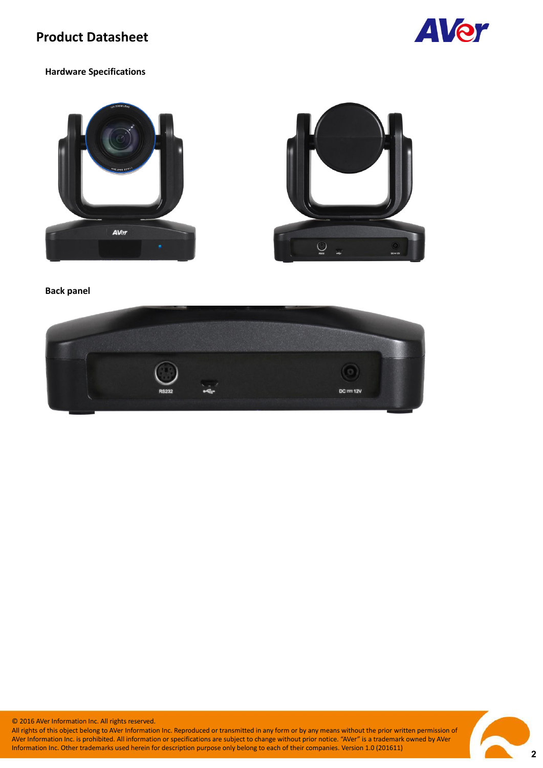## Hardware Specifications

### Back panel

© 2016 AVer Information Inc. All rights reserved.
All rights of this object belong to AVer Information Inc. Reproduced or transmitted in any form or by any means without the prior written permission of AVer Information Inc. is prohibited. All information or specifications are subject to change without prior notice. "AVer" is a trademark owned by AVer Information Inc. Other trademarks used herein for description purpose only belong to each of their companies. Version 1.0 (201611)